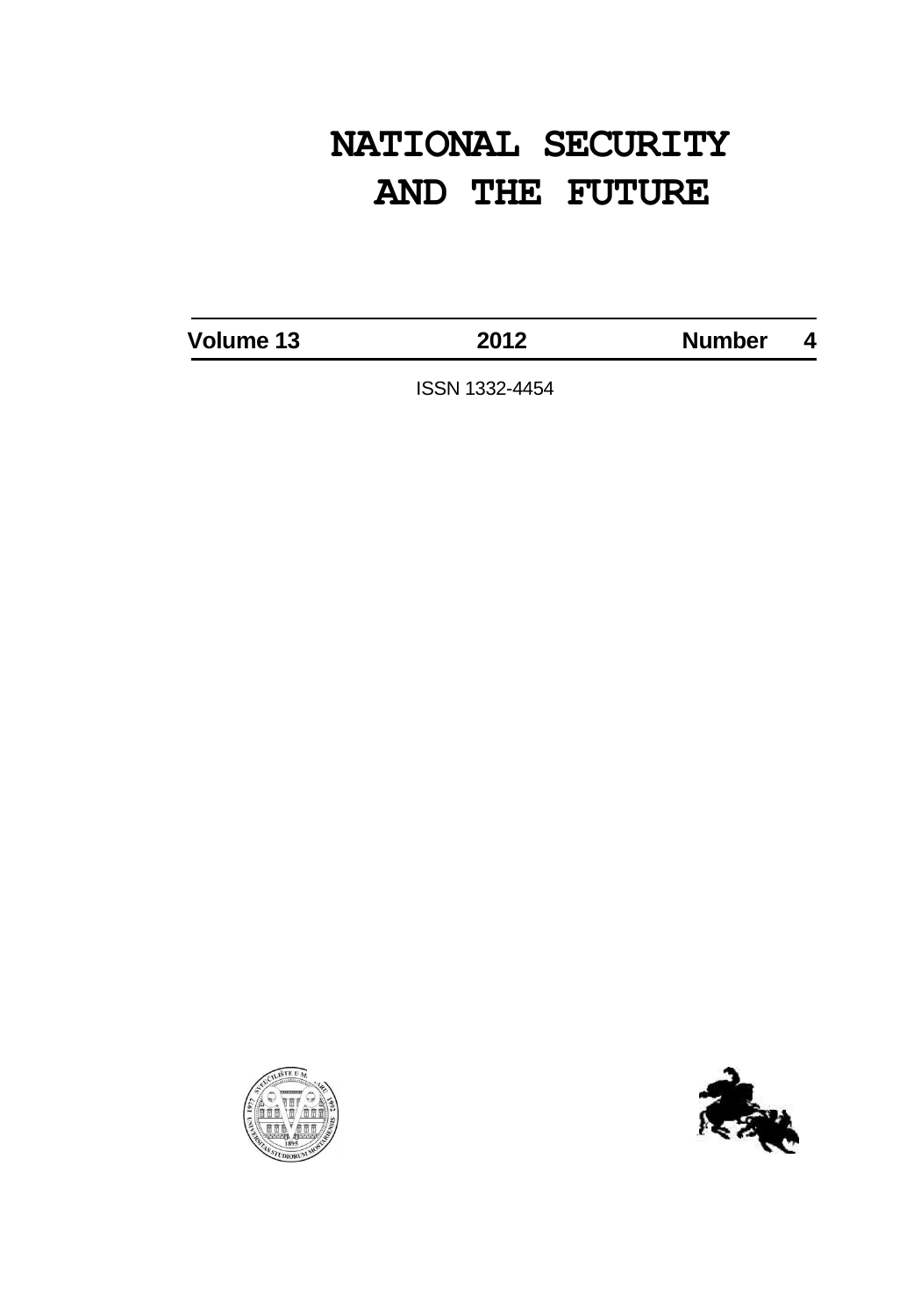# NATIONAL SECURITY AND THE FUTURE

| Volume 13 | 2012 | Number 4 |
| --- | --- | --- |

ISSN 1332-4454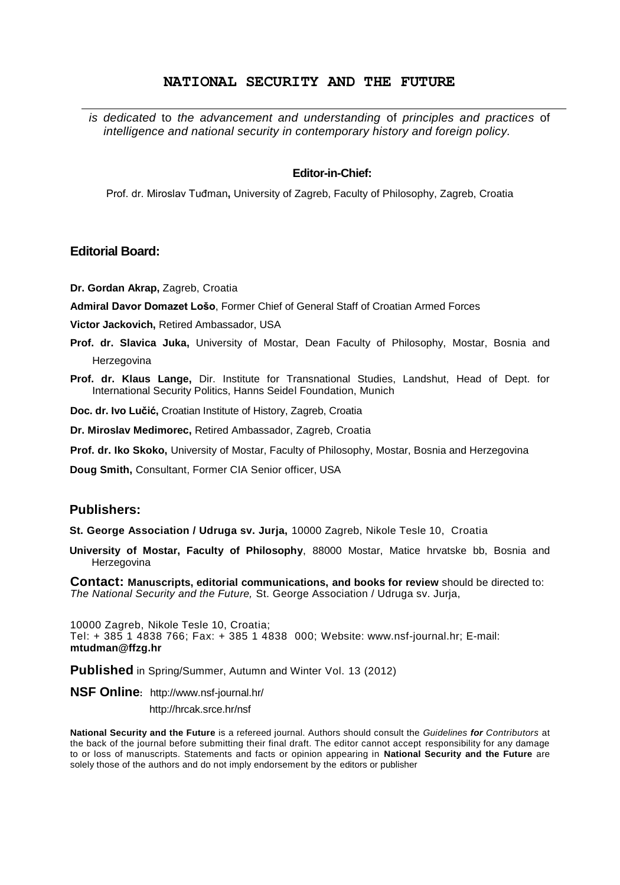# NATIONAL SECURITY AND THE FUTURE

---

*is dedicated* to *the advancement and understanding* of *principles and practices* of *intelligence and national security in contemporary history and foreign policy.*

**Editor-in-Chief:**

Prof. dr. Miroslav Tuđman**,** University of Zagreb, Faculty of Philosophy, Zagreb, Croatia

## Editorial Board:

**Dr. Gordan Akrap,** Zagreb, Croatia

**Admiral Davor Domazet Lošo**, Former Chief of General Staff of Croatian Armed Forces

**Victor Jackovich,** Retired Ambassador, USA

**Prof. dr. Slavica Juka,** University of Mostar, Dean Faculty of Philosophy, Mostar, Bosnia and Herzegovina

**Prof. dr. Klaus Lange,** Dir. Institute for Transnational Studies, Landshut, Head of Dept. for International Security Politics, Hanns Seidel Foundation, Munich

**Doc. dr. Ivo Lučić,** Croatian Institute of History, Zagreb, Croatia

**Dr. Miroslav Medimorec,** Retired Ambassador, Zagreb, Croatia

**Prof. dr. Iko Skoko,** University of Mostar, Faculty of Philosophy, Mostar, Bosnia and Herzegovina

**Doug Smith,** Consultant, Former CIA Senior officer, USA

## Publishers:

**St. George Association / Udruga sv. Jurja,** 10000 Zagreb, Nikole Tesle 10, Croatia

**University of Mostar, Faculty of Philosophy**, 88000 Mostar, Matice hrvatske bb, Bosnia and Herzegovina

**Contact: Manuscripts, editorial communications, and books for review** should be directed to: *The National Security and the Future,* St. George Association / Udruga sv. Jurja,

10000 Zagreb, Nikole Tesle 10, Croatia;
Tel: + 385 1 4838 766; Fax: + 385 1 4838 000; Website: www.nsf-journal.hr; E-mail: **mtudman@ffzg.hr**

**Published** in Spring/Summer, Autumn and Winter Vol. 13 (2012)

**NSF Online**: http://www.nsf-journal.hr/
http://hrcak.srce.hr/nsf

**National Security and the Future** is a refereed journal. Authors should consult the *Guidelines **for** Contributors* at the back of the journal before submitting their final draft. The editor cannot accept responsibility for any damage to or loss of manuscripts. Statements and facts or opinion appearing in **National Security and the Future** are solely those of the authors and do not imply endorsement by the editors or publisher